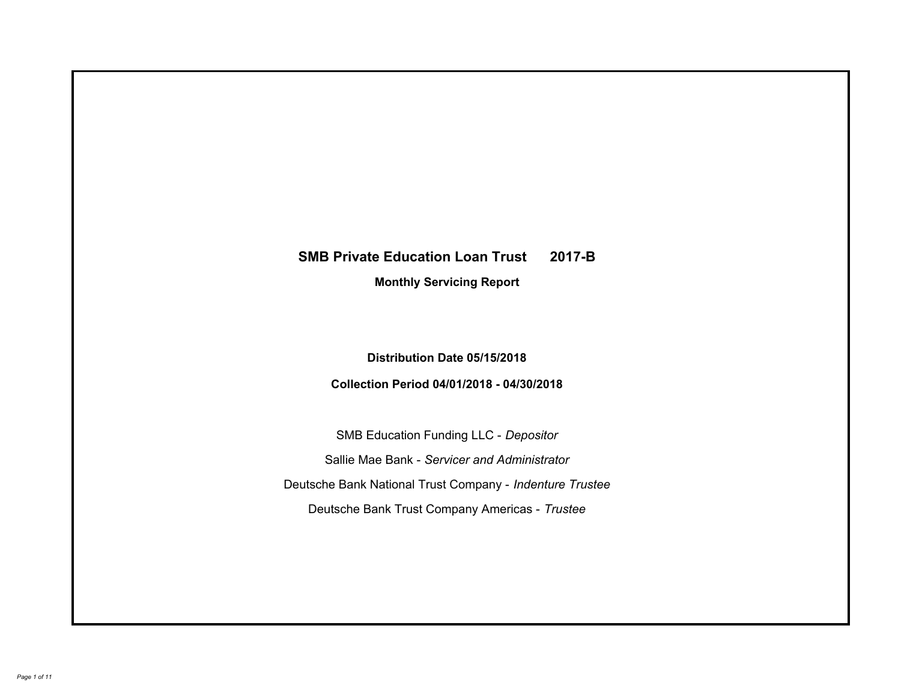# SMB Private Education Loan Trust 2017-B

## Monthly Servicing Report

**Distribution Date 05/15/2018**

**Collection Period 04/01/2018 - 04/30/2018**

SMB Education Funding LLC - *Depositor*

Sallie Mae Bank - *Servicer and Administrator*

Deutsche Bank National Trust Company - *Indenture Trustee*

Deutsche Bank Trust Company Americas - *Trustee*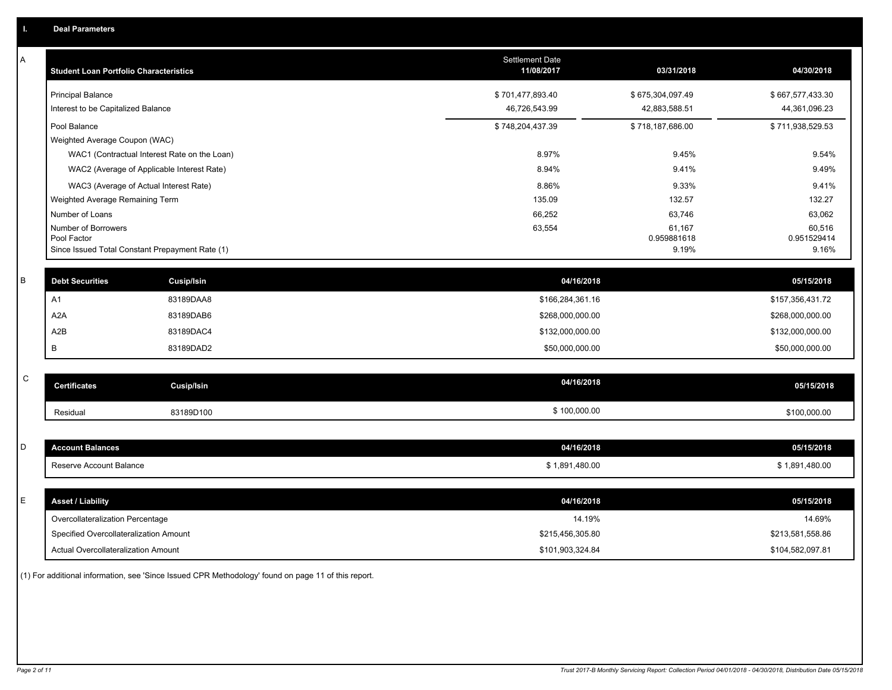## I. Deal Parameters

### A

| Student Loan Portfolio Characteristics | Settlement Date 11/08/2017 | 03/31/2018 | 04/30/2018 |
|---|---|---|---|
| Principal Balance | $ 701,477,893.40 | $ 675,304,097.49 | $ 667,577,433.30 |
| Interest to be Capitalized Balance | 46,726,543.99 | 42,883,588.51 | 44,361,096.23 |
| Pool Balance | $ 748,204,437.39 | $ 718,187,686.00 | $ 711,938,529.53 |
| Weighted Average Coupon (WAC) | | | |
| WAC1 (Contractual Interest Rate on the Loan) | 8.97% | 9.45% | 9.54% |
| WAC2 (Average of Applicable Interest Rate) | 8.94% | 9.41% | 9.49% |
| WAC3 (Average of Actual Interest Rate) | 8.86% | 9.33% | 9.41% |
| Weighted Average Remaining Term | 135.09 | 132.57 | 132.27 |
| Number of Loans | 66,252 | 63,746 | 63,062 |
| Number of Borrowers | 63,554 | 61,167 | 60,516 |
| Pool Factor | | 0.959881618 | 0.951529414 |
| Since Issued Total Constant Prepayment Rate (1) | | 9.19% | 9.16% |

### B

| Debt Securities | Cusip/Isin | 04/16/2018 | 05/15/2018 |
|---|---|---|---|
| A1 | 83189DAA8 | $166,284,361.16 | $157,356,431.72 |
| A2A | 83189DAB6 | $268,000,000.00 | $268,000,000.00 |
| A2B | 83189DAC4 | $132,000,000.00 | $132,000,000.00 |
| B | 83189DAD2 | $50,000,000.00 | $50,000,000.00 |

### C

| Certificates | Cusip/Isin | 04/16/2018 | 05/15/2018 |
|---|---|---|---|
| Residual | 83189D100 | $ 100,000.00 | $100,000.00 |

### D

| Account Balances | 04/16/2018 | 05/15/2018 |
|---|---|---|
| Reserve Account Balance | $ 1,891,480.00 | $ 1,891,480.00 |

### E

| Asset / Liability | 04/16/2018 | 05/15/2018 |
|---|---|---|
| Overcollateralization Percentage | 14.19% | 14.69% |
| Specified Overcollateralization Amount | $215,456,305.80 | $213,581,558.86 |
| Actual Overcollateralization Amount | $101,903,324.84 | $104,582,097.81 |

(1) For additional information, see 'Since Issued CPR Methodology' found on page 11 of this report.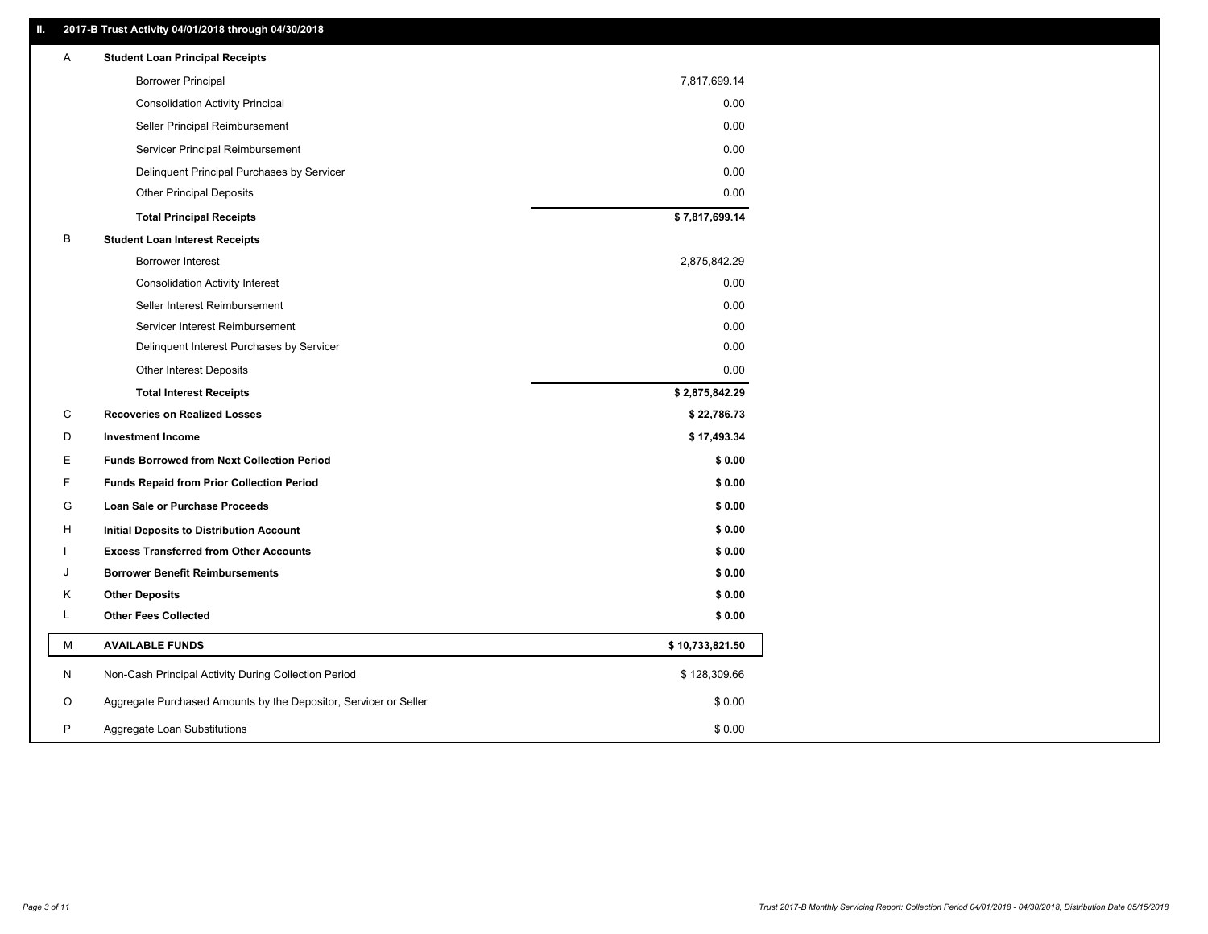## II. 2017-B Trust Activity 04/01/2018 through 04/30/2018

| | | |
|---|---|---|
| A | **Student Loan Principal Receipts** | |
| | Borrower Principal | 7,817,699.14 |
| | Consolidation Activity Principal | 0.00 |
| | Seller Principal Reimbursement | 0.00 |
| | Servicer Principal Reimbursement | 0.00 |
| | Delinquent Principal Purchases by Servicer | 0.00 |
| | Other Principal Deposits | 0.00 |
| | **Total Principal Receipts** | **$ 7,817,699.14** |
| B | **Student Loan Interest Receipts** | |
| | Borrower Interest | 2,875,842.29 |
| | Consolidation Activity Interest | 0.00 |
| | Seller Interest Reimbursement | 0.00 |
| | Servicer Interest Reimbursement | 0.00 |
| | Delinquent Interest Purchases by Servicer | 0.00 |
| | Other Interest Deposits | 0.00 |
| | **Total Interest Receipts** | **$ 2,875,842.29** |
| C | **Recoveries on Realized Losses** | **$ 22,786.73** |
| D | **Investment Income** | **$ 17,493.34** |
| E | **Funds Borrowed from Next Collection Period** | **$ 0.00** |
| F | **Funds Repaid from Prior Collection Period** | **$ 0.00** |
| G | **Loan Sale or Purchase Proceeds** | **$ 0.00** |
| H | **Initial Deposits to Distribution Account** | **$ 0.00** |
| I | **Excess Transferred from Other Accounts** | **$ 0.00** |
| J | **Borrower Benefit Reimbursements** | **$ 0.00** |
| K | **Other Deposits** | **$ 0.00** |
| L | **Other Fees Collected** | **$ 0.00** |
| M | **AVAILABLE FUNDS** | **$ 10,733,821.50** |
| N | Non-Cash Principal Activity During Collection Period | $ 128,309.66 |
| O | Aggregate Purchased Amounts by the Depositor, Servicer or Seller | $ 0.00 |
| P | Aggregate Loan Substitutions | $ 0.00 |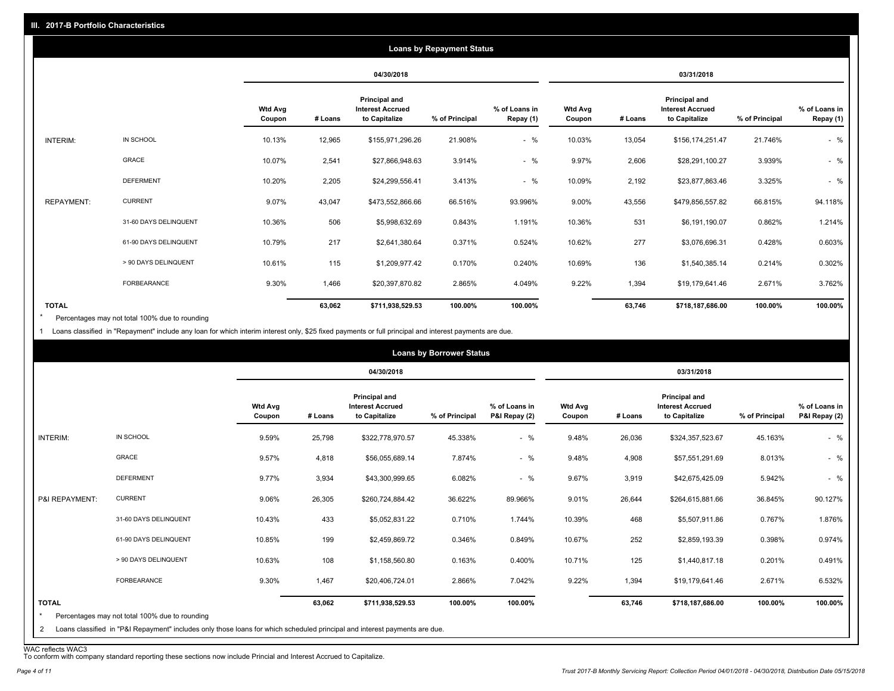## III. 2017-B Portfolio Characteristics

### Loans by Repayment Status

| | | 04/30/2018 | | | | | 03/31/2018 | | | | |
|---|---|---|---|---|---|---|---|---|---|---|---|
| | | Wtd Avg Coupon | # Loans | Principal and Interest Accrued to Capitalize | % of Principal | % of Loans in Repay (1) | Wtd Avg Coupon | # Loans | Principal and Interest Accrued to Capitalize | % of Principal | % of Loans in Repay (1) |
| INTERIM: | IN SCHOOL | 10.13% | 12,965 | $155,971,296.26 | 21.908% | - % | 10.03% | 13,054 | $156,174,251.47 | 21.746% | - % |
| | GRACE | 10.07% | 2,541 | $27,866,948.63 | 3.914% | - % | 9.97% | 2,606 | $28,291,100.27 | 3.939% | - % |
| | DEFERMENT | 10.20% | 2,205 | $24,299,556.41 | 3.413% | - % | 10.09% | 2,192 | $23,877,863.46 | 3.325% | - % |
| REPAYMENT: | CURRENT | 9.07% | 43,047 | $473,552,866.66 | 66.516% | 93.996% | 9.00% | 43,556 | $479,856,557.82 | 66.815% | 94.118% |
| | 31-60 DAYS DELINQUENT | 10.36% | 506 | $5,998,632.69 | 0.843% | 1.191% | 10.36% | 531 | $6,191,190.07 | 0.862% | 1.214% |
| | 61-90 DAYS DELINQUENT | 10.79% | 217 | $2,641,380.64 | 0.371% | 0.524% | 10.62% | 277 | $3,076,696.31 | 0.428% | 0.603% |
| | > 90 DAYS DELINQUENT | 10.61% | 115 | $1,209,977.42 | 0.170% | 0.240% | 10.69% | 136 | $1,540,385.14 | 0.214% | 0.302% |
| | FORBEARANCE | 9.30% | 1,466 | $20,397,870.82 | 2.865% | 4.049% | 9.22% | 1,394 | $19,179,641.46 | 2.671% | 3.762% |
| TOTAL | | | 63,062 | $711,938,529.53 | 100.00% | 100.00% | | 63,746 | $718,187,686.00 | 100.00% | 100.00% |

\* Percentages may not total 100% due to rounding

1 Loans classified in "Repayment" include any loan for which interim interest only, $25 fixed payments or full principal and interest payments are due.

### Loans by Borrower Status

| | | 04/30/2018 | | | | | 03/31/2018 | | | | |
|---|---|---|---|---|---|---|---|---|---|---|---|
| | | Wtd Avg Coupon | # Loans | Principal and Interest Accrued to Capitalize | % of Principal | % of Loans in P&I Repay (2) | Wtd Avg Coupon | # Loans | Principal and Interest Accrued to Capitalize | % of Principal | % of Loans in P&I Repay (2) |
| INTERIM: | IN SCHOOL | 9.59% | 25,798 | $322,778,970.57 | 45.338% | - % | 9.48% | 26,036 | $324,357,523.67 | 45.163% | - % |
| | GRACE | 9.57% | 4,818 | $56,055,689.14 | 7.874% | - % | 9.48% | 4,908 | $57,551,291.69 | 8.013% | - % |
| | DEFERMENT | 9.77% | 3,934 | $43,300,999.65 | 6.082% | - % | 9.67% | 3,919 | $42,675,425.09 | 5.942% | - % |
| P&I REPAYMENT: | CURRENT | 9.06% | 26,305 | $260,724,884.42 | 36.622% | 89.966% | 9.01% | 26,644 | $264,615,881.66 | 36.845% | 90.127% |
| | 31-60 DAYS DELINQUENT | 10.43% | 433 | $5,052,831.22 | 0.710% | 1.744% | 10.39% | 468 | $5,507,911.86 | 0.767% | 1.876% |
| | 61-90 DAYS DELINQUENT | 10.85% | 199 | $2,459,869.72 | 0.346% | 0.849% | 10.67% | 252 | $2,859,193.39 | 0.398% | 0.974% |
| | > 90 DAYS DELINQUENT | 10.63% | 108 | $1,158,560.80 | 0.163% | 0.400% | 10.71% | 125 | $1,440,817.18 | 0.201% | 0.491% |
| | FORBEARANCE | 9.30% | 1,467 | $20,406,724.01 | 2.866% | 7.042% | 9.22% | 1,394 | $19,179,641.46 | 2.671% | 6.532% |
| TOTAL | | | 63,062 | $711,938,529.53 | 100.00% | 100.00% | | 63,746 | $718,187,686.00 | 100.00% | 100.00% |

\* Percentages may not total 100% due to rounding

2 Loans classified in "P&I Repayment" includes only those loans for which scheduled principal and interest payments are due.

WAC reflects WAC3

To conform with company standard reporting these sections now include Princial and Interest Accrued to Capitalize.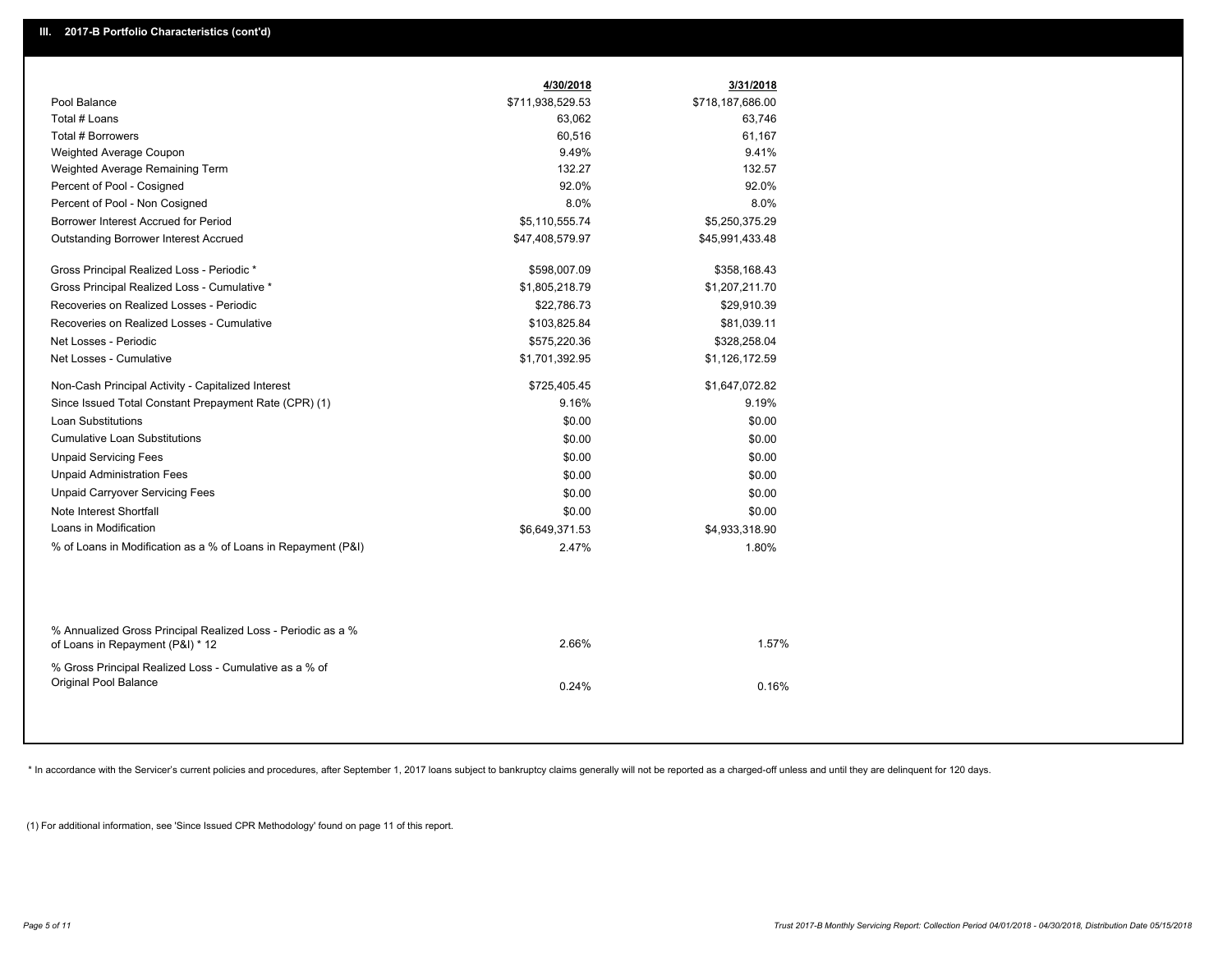## III. 2017-B Portfolio Characteristics (cont'd)

| | 4/30/2018 | 3/31/2018 |
|---|---|---|
| Pool Balance | $711,938,529.53 | $718,187,686.00 |
| Total # Loans | 63,062 | 63,746 |
| Total # Borrowers | 60,516 | 61,167 |
| Weighted Average Coupon | 9.49% | 9.41% |
| Weighted Average Remaining Term | 132.27 | 132.57 |
| Percent of Pool - Cosigned | 92.0% | 92.0% |
| Percent of Pool - Non Cosigned | 8.0% | 8.0% |
| Borrower Interest Accrued for Period | $5,110,555.74 | $5,250,375.29 |
| Outstanding Borrower Interest Accrued | $47,408,579.97 | $45,991,433.48 |
| Gross Principal Realized Loss - Periodic * | $598,007.09 | $358,168.43 |
| Gross Principal Realized Loss - Cumulative * | $1,805,218.79 | $1,207,211.70 |
| Recoveries on Realized Losses - Periodic | $22,786.73 | $29,910.39 |
| Recoveries on Realized Losses - Cumulative | $103,825.84 | $81,039.11 |
| Net Losses - Periodic | $575,220.36 | $328,258.04 |
| Net Losses - Cumulative | $1,701,392.95 | $1,126,172.59 |
| Non-Cash Principal Activity - Capitalized Interest | $725,405.45 | $1,647,072.82 |
| Since Issued Total Constant Prepayment Rate (CPR) (1) | 9.16% | 9.19% |
| Loan Substitutions | $0.00 | $0.00 |
| Cumulative Loan Substitutions | $0.00 | $0.00 |
| Unpaid Servicing Fees | $0.00 | $0.00 |
| Unpaid Administration Fees | $0.00 | $0.00 |
| Unpaid Carryover Servicing Fees | $0.00 | $0.00 |
| Note Interest Shortfall | $0.00 | $0.00 |
| Loans in Modification | $6,649,371.53 | $4,933,318.90 |
| % of Loans in Modification as a % of Loans in Repayment (P&I) | 2.47% | 1.80% |
| % Annualized Gross Principal Realized Loss - Periodic as a % of Loans in Repayment (P&I) * 12 | 2.66% | 1.57% |
| % Gross Principal Realized Loss - Cumulative as a % of Original Pool Balance | 0.24% | 0.16% |

* In accordance with the Servicer's current policies and procedures, after September 1, 2017 loans subject to bankruptcy claims generally will not be reported as a charged-off unless and until they are delinquent for 120 days.

(1) For additional information, see 'Since Issued CPR Methodology' found on page 11 of this report.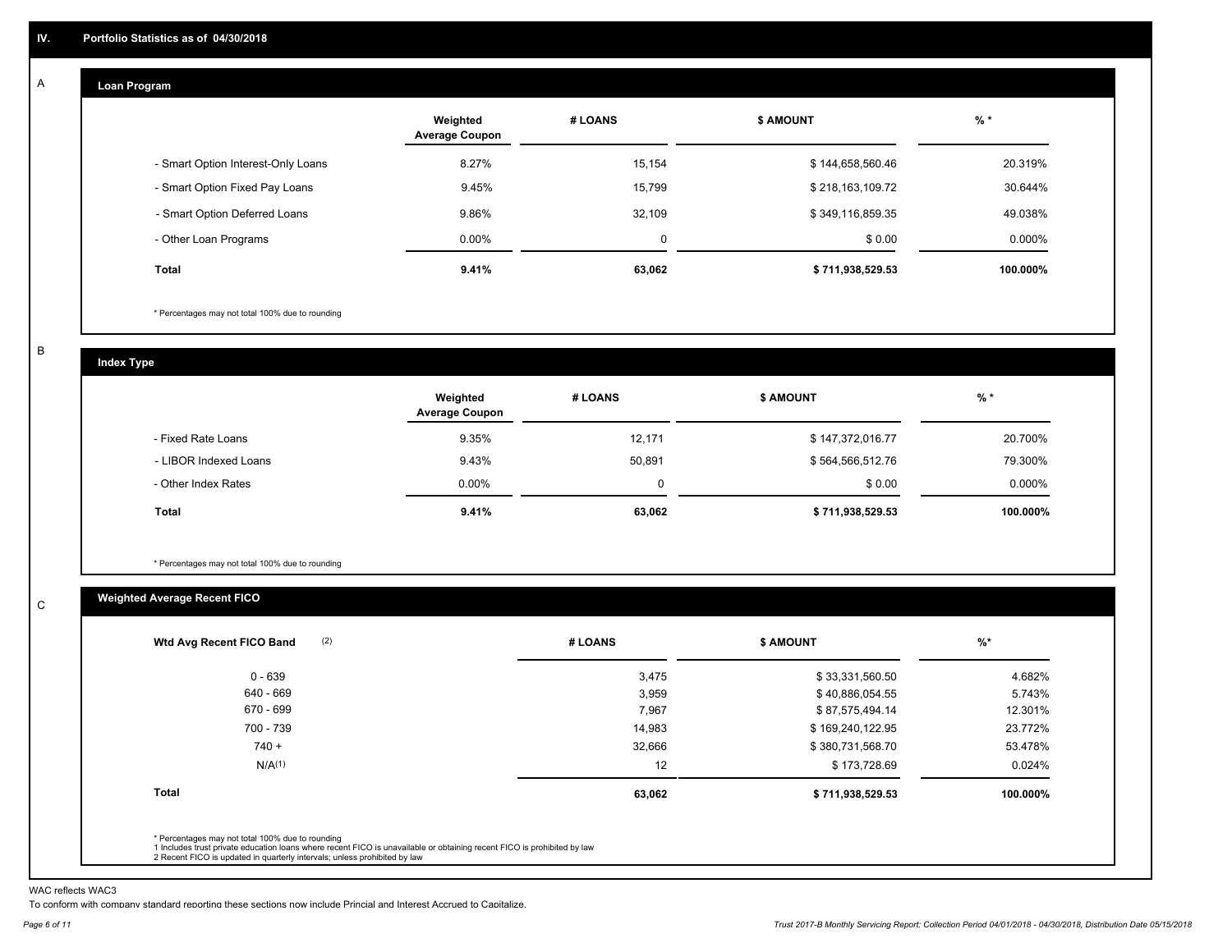## IV. Portfolio Statistics as of 04/30/2018

### A Loan Program

| | Weighted Average Coupon | # LOANS | $ AMOUNT | % * |
|---|---|---|---|---|
| - Smart Option Interest-Only Loans | 8.27% | 15,154 | $ 144,658,560.46 | 20.319% |
| - Smart Option Fixed Pay Loans | 9.45% | 15,799 | $ 218,163,109.72 | 30.644% |
| - Smart Option Deferred Loans | 9.86% | 32,109 | $ 349,116,859.35 | 49.038% |
| - Other Loan Programs | 0.00% | 0 | $ 0.00 | 0.000% |
| **Total** | **9.41%** | **63,062** | **$ 711,938,529.53** | **100.000%** |

* Percentages may not total 100% due to rounding

### B Index Type

| | Weighted Average Coupon | # LOANS | $ AMOUNT | % * |
|---|---|---|---|---|
| - Fixed Rate Loans | 9.35% | 12,171 | $ 147,372,016.77 | 20.700% |
| - LIBOR Indexed Loans | 9.43% | 50,891 | $ 564,566,512.76 | 79.300% |
| - Other Index Rates | 0.00% | 0 | $ 0.00 | 0.000% |
| **Total** | **9.41%** | **63,062** | **$ 711,938,529.53** | **100.000%** |

* Percentages may not total 100% due to rounding

### C Weighted Average Recent FICO

| Wtd Avg Recent FICO Band (2) | # LOANS | $ AMOUNT | %* |
|---|---|---|---|
| 0 - 639 | 3,475 | $ 33,331,560.50 | 4.682% |
| 640 - 669 | 3,959 | $ 40,886,054.55 | 5.743% |
| 670 - 699 | 7,967 | $ 87,575,494.14 | 12.301% |
| 700 - 739 | 14,983 | $ 169,240,122.95 | 23.772% |
| 740 + | 32,666 | $ 380,731,568.70 | 53.478% |
| N/A(1) | 12 | $ 173,728.69 | 0.024% |
| **Total** | **63,062** | **$ 711,938,529.53** | **100.000%** |

* Percentages may not total 100% due to rounding
1 Includes trust private education loans where recent FICO is unavailable or obtaining recent FICO is prohibited by law
2 Recent FICO is updated in quarterly intervals; unless prohibited by law

WAC reflects WAC3

To conform with company standard reporting these sections now include Princial and Interest Accrued to Capitalize.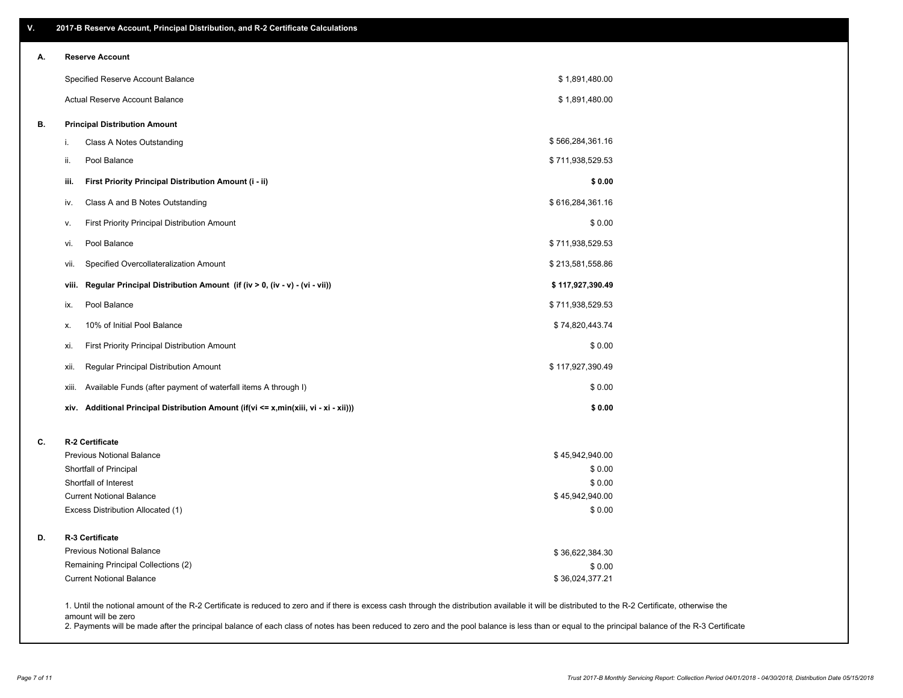## V. 2017-B Reserve Account, Principal Distribution, and R-2 Certificate Calculations

### A. Reserve Account

| | |
|---|---|
| Specified Reserve Account Balance | $ 1,891,480.00 |
| Actual Reserve Account Balance | $ 1,891,480.00 |

### B. Principal Distribution Amount

| | | |
|---|---|---|
| i. | Class A Notes Outstanding | $ 566,284,361.16 |
| ii. | Pool Balance | $ 711,938,529.53 |
| **iii.** | **First Priority Principal Distribution Amount (i - ii)** | **$ 0.00** |
| iv. | Class A and B Notes Outstanding | $ 616,284,361.16 |
| v. | First Priority Principal Distribution Amount | $ 0.00 |
| vi. | Pool Balance | $ 711,938,529.53 |
| vii. | Specified Overcollateralization Amount | $ 213,581,558.86 |
| **viii.** | **Regular Principal Distribution Amount (if (iv > 0, (iv - v) - (vi - vii))** | **$ 117,927,390.49** |
| ix. | Pool Balance | $ 711,938,529.53 |
| x. | 10% of Initial Pool Balance | $ 74,820,443.74 |
| xi. | First Priority Principal Distribution Amount | $ 0.00 |
| xii. | Regular Principal Distribution Amount | $ 117,927,390.49 |
| xiii. | Available Funds (after payment of waterfall items A through I) | $ 0.00 |
| **xiv.** | **Additional Principal Distribution Amount (if(vi <= x,min(xiii, vi - xi - xii)))** | **$ 0.00** |

### C. R-2 Certificate

| | |
|---|---|
| Previous Notional Balance | $ 45,942,940.00 |
| Shortfall of Principal | $ 0.00 |
| Shortfall of Interest | $ 0.00 |
| Current Notional Balance | $ 45,942,940.00 |
| Excess Distribution Allocated (1) | $ 0.00 |

### D. R-3 Certificate

| | |
|---|---|
| Previous Notional Balance | $ 36,622,384.30 |
| Remaining Principal Collections (2) | $ 0.00 |
| Current Notional Balance | $ 36,024,377.21 |

1. Until the notional amount of the R-2 Certificate is reduced to zero and if there is excess cash through the distribution available it will be distributed to the R-2 Certificate, otherwise the amount will be zero
2. Payments will be made after the principal balance of each class of notes has been reduced to zero and the pool balance is less than or equal to the principal balance of the R-3 Certificate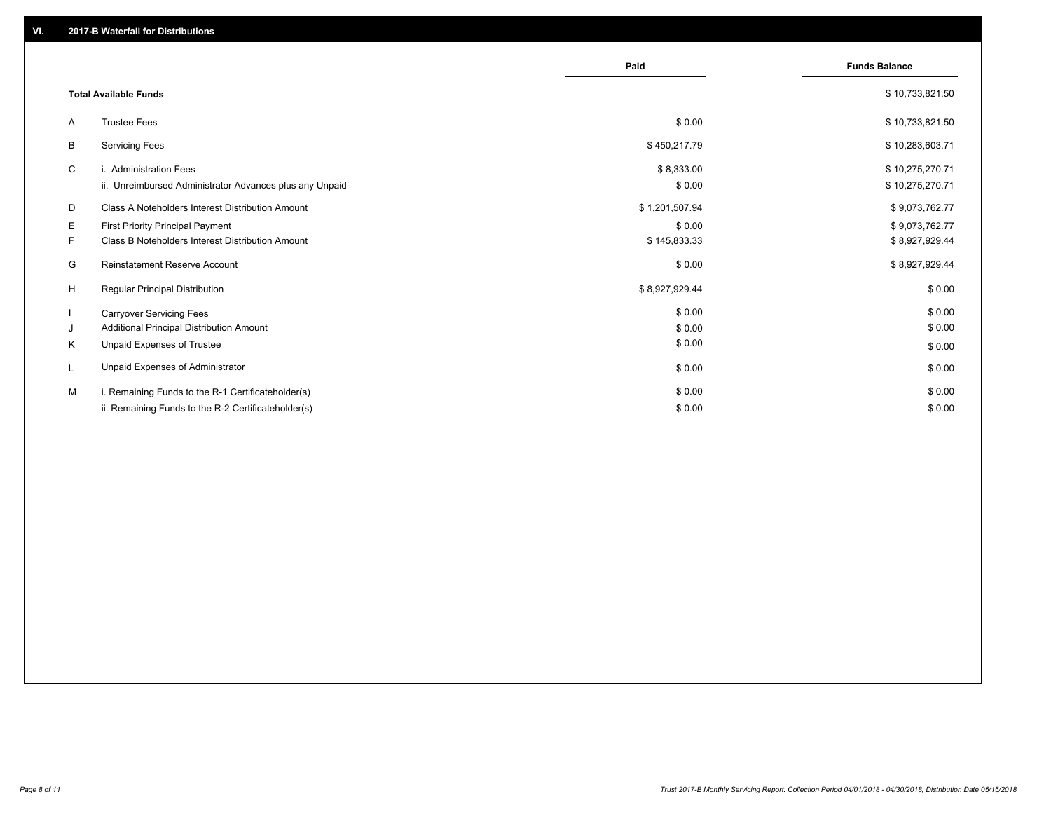## VI. 2017-B Waterfall for Distributions

| | | Paid | Funds Balance |
|---|---|---|---|
| | **Total Available Funds** | | $ 10,733,821.50 |
| A | Trustee Fees | $ 0.00 | $ 10,733,821.50 |
| B | Servicing Fees | $ 450,217.79 | $ 10,283,603.71 |
| C | i. Administration Fees | $ 8,333.00 | $ 10,275,270.71 |
| | ii. Unreimbursed Administrator Advances plus any Unpaid | $ 0.00 | $ 10,275,270.71 |
| D | Class A Noteholders Interest Distribution Amount | $ 1,201,507.94 | $ 9,073,762.77 |
| E | First Priority Principal Payment | $ 0.00 | $ 9,073,762.77 |
| F | Class B Noteholders Interest Distribution Amount | $ 145,833.33 | $ 8,927,929.44 |
| G | Reinstatement Reserve Account | $ 0.00 | $ 8,927,929.44 |
| H | Regular Principal Distribution | $ 8,927,929.44 | $ 0.00 |
| I | Carryover Servicing Fees | $ 0.00 | $ 0.00 |
| J | Additional Principal Distribution Amount | $ 0.00 | $ 0.00 |
| K | Unpaid Expenses of Trustee | $ 0.00 | $ 0.00 |
| L | Unpaid Expenses of Administrator | $ 0.00 | $ 0.00 |
| M | i. Remaining Funds to the R-1 Certificateholder(s) | $ 0.00 | $ 0.00 |
| | ii. Remaining Funds to the R-2 Certificateholder(s) | $ 0.00 | $ 0.00 |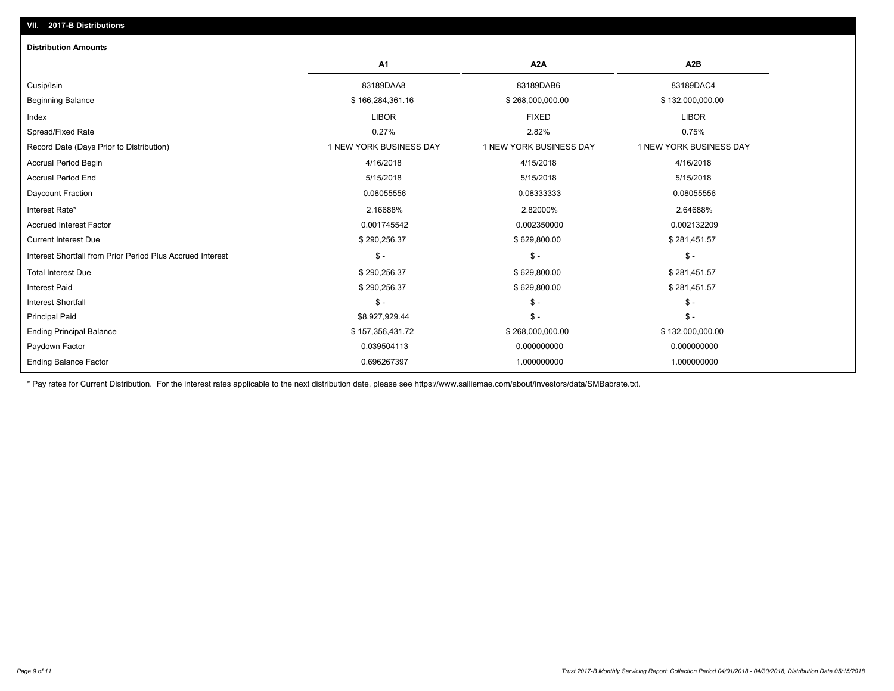## VII. 2017-B Distributions

### Distribution Amounts

| | A1 | A2A | A2B |
|---|---|---|---|
| Cusip/Isin | 83189DAA8 | 83189DAB6 | 83189DAC4 |
| Beginning Balance | $ 166,284,361.16 | $ 268,000,000.00 | $ 132,000,000.00 |
| Index | LIBOR | FIXED | LIBOR |
| Spread/Fixed Rate | 0.27% | 2.82% | 0.75% |
| Record Date (Days Prior to Distribution) | 1 NEW YORK BUSINESS DAY | 1 NEW YORK BUSINESS DAY | 1 NEW YORK BUSINESS DAY |
| Accrual Period Begin | 4/16/2018 | 4/15/2018 | 4/16/2018 |
| Accrual Period End | 5/15/2018 | 5/15/2018 | 5/15/2018 |
| Daycount Fraction | 0.08055556 | 0.08333333 | 0.08055556 |
| Interest Rate* | 2.16688% | 2.82000% | 2.64688% |
| Accrued Interest Factor | 0.001745542 | 0.002350000 | 0.002132209 |
| Current Interest Due | $ 290,256.37 | $ 629,800.00 | $ 281,451.57 |
| Interest Shortfall from Prior Period Plus Accrued Interest | $ - | $ - | $ - |
| Total Interest Due | $ 290,256.37 | $ 629,800.00 | $ 281,451.57 |
| Interest Paid | $ 290,256.37 | $ 629,800.00 | $ 281,451.57 |
| Interest Shortfall | $ - | $ - | $ - |
| Principal Paid | $8,927,929.44 | $ - | $ - |
| Ending Principal Balance | $ 157,356,431.72 | $ 268,000,000.00 | $ 132,000,000.00 |
| Paydown Factor | 0.039504113 | 0.000000000 | 0.000000000 |
| Ending Balance Factor | 0.696267397 | 1.000000000 | 1.000000000 |

* Pay rates for Current Distribution. For the interest rates applicable to the next distribution date, please see https://www.salliemae.com/about/investors/data/SMBabrate.txt.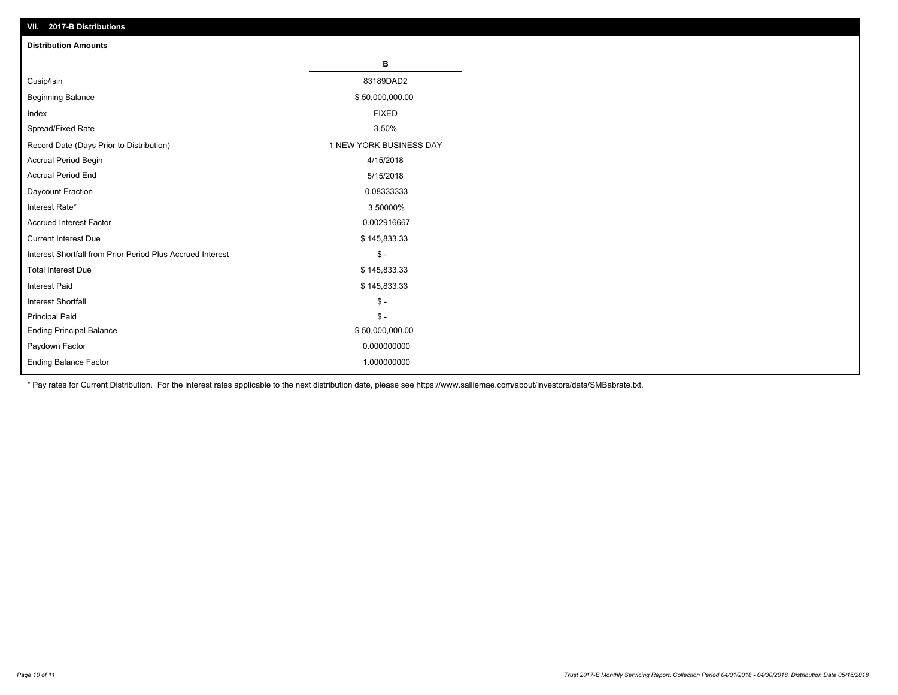## VII. 2017-B Distributions

### Distribution Amounts

| | B |
|---|---|
| Cusip/Isin | 83189DAD2 |
| Beginning Balance | $ 50,000,000.00 |
| Index | FIXED |
| Spread/Fixed Rate | 3.50% |
| Record Date (Days Prior to Distribution) | 1 NEW YORK BUSINESS DAY |
| Accrual Period Begin | 4/15/2018 |
| Accrual Period End | 5/15/2018 |
| Daycount Fraction | 0.08333333 |
| Interest Rate* | 3.50000% |
| Accrued Interest Factor | 0.002916667 |
| Current Interest Due | $ 145,833.33 |
| Interest Shortfall from Prior Period Plus Accrued Interest | $ - |
| Total Interest Due | $ 145,833.33 |
| Interest Paid | $ 145,833.33 |
| Interest Shortfall | $ - |
| Principal Paid | $ - |
| Ending Principal Balance | $ 50,000,000.00 |
| Paydown Factor | 0.000000000 |
| Ending Balance Factor | 1.000000000 |

* Pay rates for Current Distribution. For the interest rates applicable to the next distribution date, please see https://www.salliemae.com/about/investors/data/SMBabrate.txt.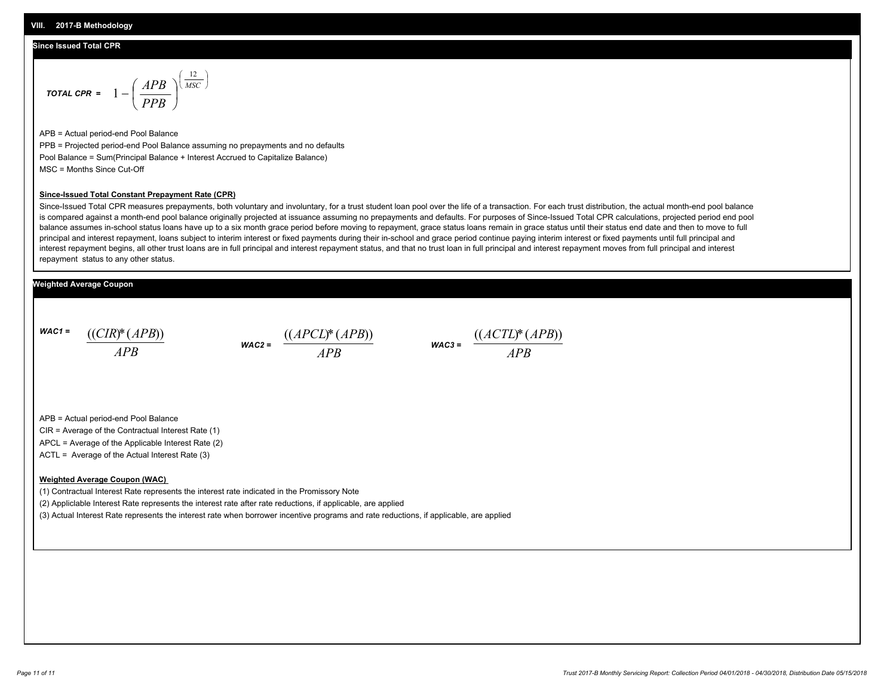## VIII. 2017-B Methodology

### Since Issued Total CPR

$$\textit{TOTAL CPR} = 1 - \left(\frac{APB}{PPB}\right)^{\left(\frac{12}{MSC}\right)}$$

APB = Actual period-end Pool Balance

PPB = Projected period-end Pool Balance assuming no prepayments and no defaults

Pool Balance = Sum(Principal Balance + Interest Accrued to Capitalize Balance)

MSC = Months Since Cut-Off

**Since-Issued Total Constant Prepayment Rate (CPR)**

Since-Issued Total CPR measures prepayments, both voluntary and involuntary, for a trust student loan pool over the life of a transaction. For each trust distribution, the actual month-end pool balance is compared against a month-end pool balance originally projected at issuance assuming no prepayments and defaults. For purposes of Since-Issued Total CPR calculations, projected period end pool balance assumes in-school status loans have up to a six month grace period before moving to repayment, grace status loans remain in grace status until their status end date and then to move to full principal and interest repayment, loans subject to interim interest or fixed payments during their in-school and grace period continue paying interim interest or fixed payments until full principal and interest repayment begins, all other trust loans are in full principal and interest repayment status, and that no trust loan in full principal and interest repayment moves from full principal and interest repayment status to any other status.

### Weighted Average Coupon

$$\textit{WAC1} = \frac{((CIR)*(APB))}{APB} \qquad \textit{WAC2} = \frac{((APCL)*(APB))}{APB} \qquad \textit{WAC3} = \frac{((ACTL)*(APB))}{APB}$$

APB = Actual period-end Pool Balance

CIR = Average of the Contractual Interest Rate (1)

APCL = Average of the Applicable Interest Rate (2)

ACTL = Average of the Actual Interest Rate (3)

**Weighted Average Coupon (WAC)**

(1) Contractual Interest Rate represents the interest rate indicated in the Promissory Note

(2) Appliclable Interest Rate represents the interest rate after rate reductions, if applicable, are applied

(3) Actual Interest Rate represents the interest rate when borrower incentive programs and rate reductions, if applicable, are applied